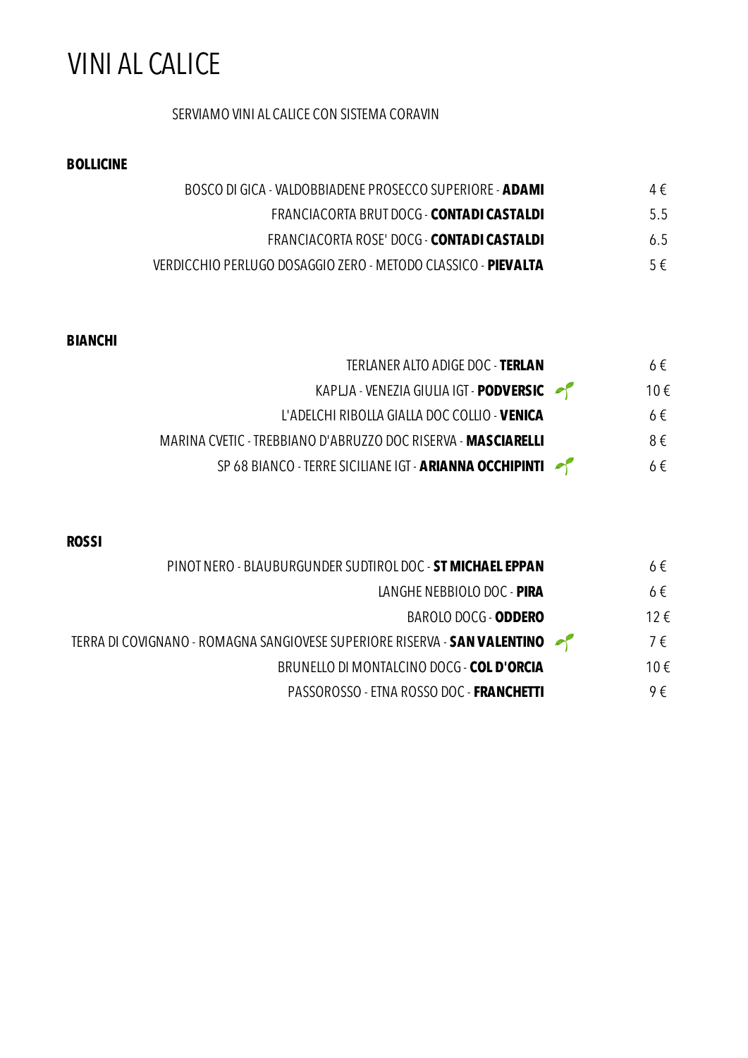# VINI AL CALICE

SERVIAMO VINI AL CALICE CON SISTEMA CORAVIN

## BOLLICINE

| | |
|---|---|
| BOSCO DI GICA - VALDOBBIADENE PROSECCO SUPERIORE - **ADAMI** | 4 € |
| FRANCIACORTA BRUT DOCG - **CONTADI CASTALDI** | 5.5 |
| FRANCIACORTA ROSE' DOCG - **CONTADI CASTALDI** | 6.5 |
| VERDICCHIO PERLUGO DOSAGGIO ZERO - METODO CLASSICO - **PIEVALTA** | 5 € |

## BIANCHI

| | |
|---|---|
| TERLANER ALTO ADIGE DOC - **TERLAN** | 6 € |
| KAPLJA - VENEZIA GIULIA IGT - **PODVERSIC** | 10 € |
| L'ADELCHI RIBOLLA GIALLA DOC COLLIO - **VENICA** | 6 € |
| MARINA CVETIC - TREBBIANO D'ABRUZZO DOC RISERVA - **MASCIARELLI** | 8 € |
| SP 68 BIANCO - TERRE SICILIANE IGT - **ARIANNA OCCHIPINTI** | 6 € |

## ROSSI

| | |
|---|---|
| PINOT NERO - BLAUBURGUNDER SUDTIROL DOC - **ST MICHAEL EPPAN** | 6 € |
| LANGHE NEBBIOLO DOC - **PIRA** | 6 € |
| BAROLO DOCG - **ODDERO** | 12 € |
| TERRA DI COVIGNANO - ROMAGNA SANGIOVESE SUPERIORE RISERVA - **SAN VALENTINO** | 7 € |
| BRUNELLO DI MONTALCINO DOCG - **COL D'ORCIA** | 10 € |
| PASSOROSSO - ETNA ROSSO DOC - **FRANCHETTI** | 9 € |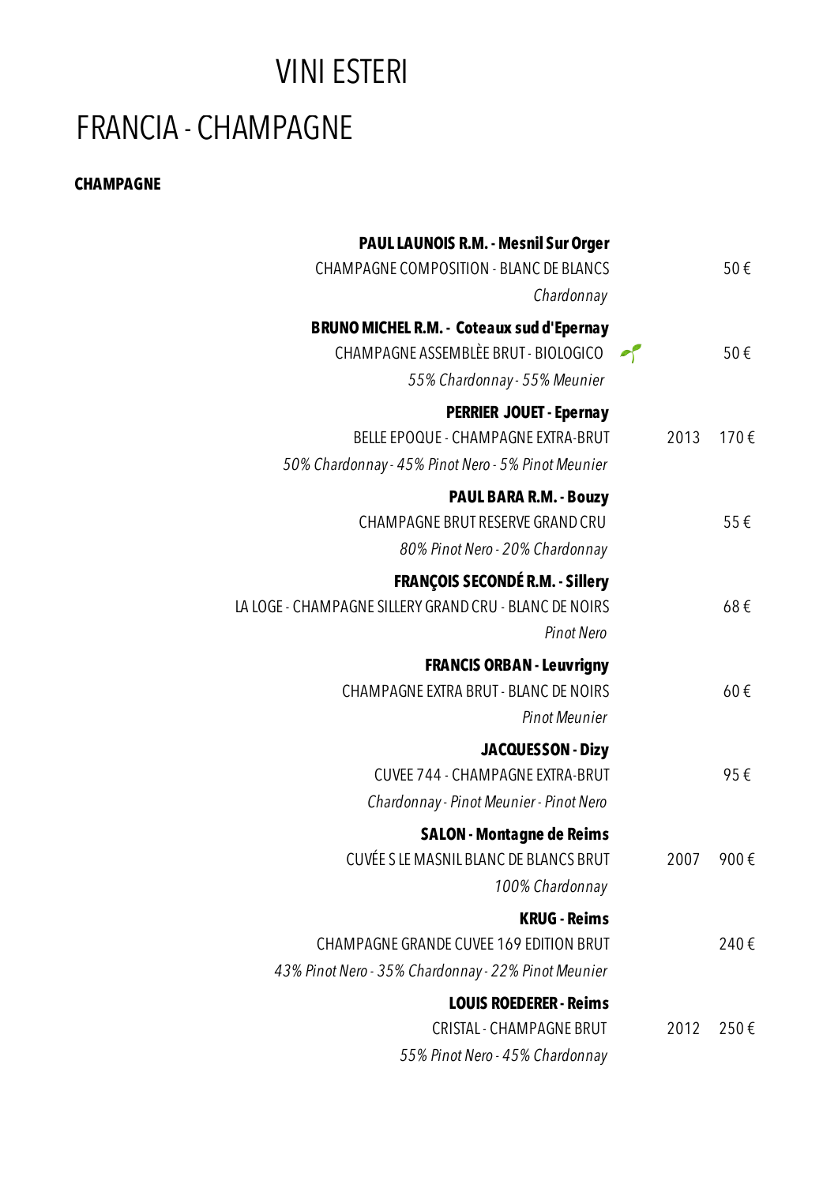# VINI ESTERI

## FRANCIA - CHAMPAGNE

**CHAMPAGNE**

| | | |
|---|---|---|
| **PAUL LAUNOIS R.M. - Mesnil Sur Orger** | | |
| CHAMPAGNE COMPOSITION - BLANC DE BLANCS | | 50 € |
| *Chardonnay* | | |
| **BRUNO MICHEL R.M. - Coteaux sud d'Epernay** | | |
| CHAMPAGNE ASSEMBLÈE BRUT - BIOLOGICO | | 50 € |
| *55% Chardonnay - 55% Meunier* | | |
| **PERRIER JOUET - Epernay** | | |
| BELLE EPOQUE - CHAMPAGNE EXTRA-BRUT | 2013 | 170 € |
| *50% Chardonnay - 45% Pinot Nero - 5% Pinot Meunier* | | |
| **PAUL BARA R.M. - Bouzy** | | |
| CHAMPAGNE BRUT RESERVE GRAND CRU | | 55 € |
| *80% Pinot Nero - 20% Chardonnay* | | |
| **FRANÇOIS SECONDÉ R.M. - Sillery** | | |
| LA LOGE - CHAMPAGNE SILLERY GRAND CRU - BLANC DE NOIRS | | 68 € |
| *Pinot Nero* | | |
| **FRANCIS ORBAN - Leuvrigny** | | |
| CHAMPAGNE EXTRA BRUT - BLANC DE NOIRS | | 60 € |
| *Pinot Meunier* | | |
| **JACQUESSON - Dizy** | | |
| CUVEE 744 - CHAMPAGNE EXTRA-BRUT | | 95 € |
| *Chardonnay - Pinot Meunier - Pinot Nero* | | |
| **SALON - Montagne de Reims** | | |
| CUVÉE S LE MASNIL BLANC DE BLANCS BRUT | 2007 | 900 € |
| *100% Chardonnay* | | |
| **KRUG - Reims** | | |
| CHAMPAGNE GRANDE CUVEE 169 EDITION BRUT | | 240 € |
| *43% Pinot Nero - 35% Chardonnay - 22% Pinot Meunier* | | |
| **LOUIS ROEDERER - Reims** | | |
| CRISTAL - CHAMPAGNE BRUT | 2012 | 250 € |
| *55% Pinot Nero - 45% Chardonnay* | | |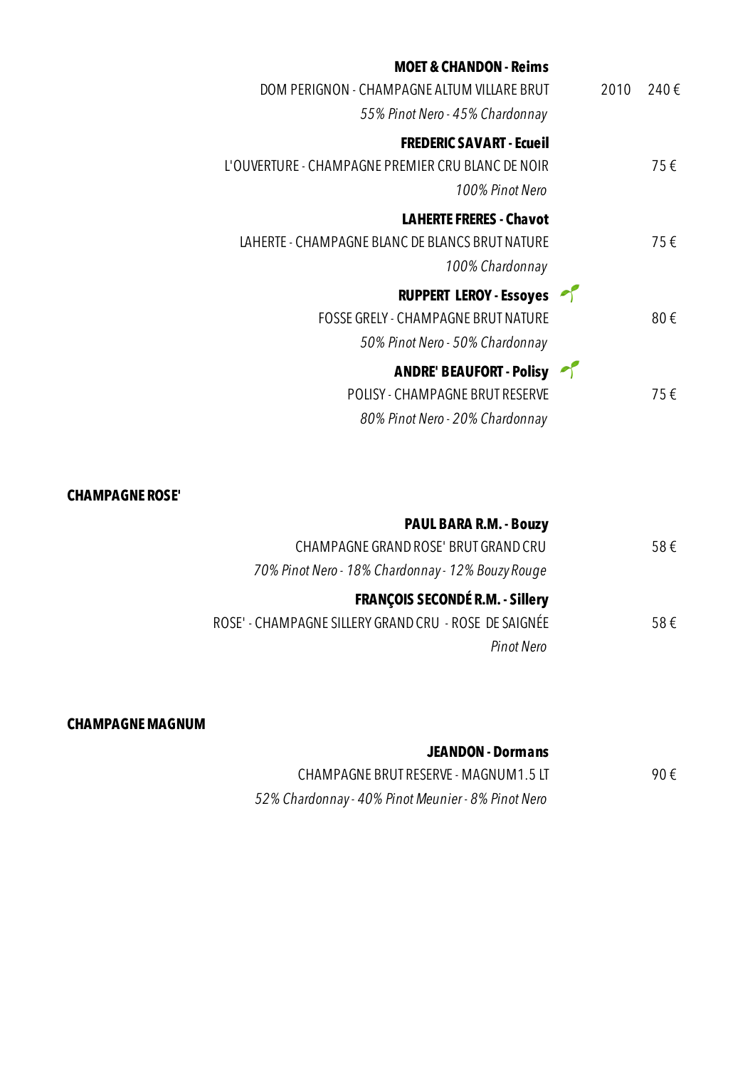**MOET & CHANDON - Reims**

DOM PERIGNON - CHAMPAGNE ALTUM VILLARE BRUT — 2010 — 240 €

*55% Pinot Nero - 45% Chardonnay*

**FREDERIC SAVART - Ecueil**

L'OUVERTURE - CHAMPAGNE PREMIER CRU BLANC DE NOIR — 75 €

*100% Pinot Nero*

**LAHERTE FRERES - Chavot**

LAHERTE - CHAMPAGNE BLANC DE BLANCS BRUT NATURE — 75 €

*100% Chardonnay*

**RUPPERT LEROY - Essoyes**

FOSSE GRELY - CHAMPAGNE BRUT NATURE — 80 €

*50% Pinot Nero - 50% Chardonnay*

**ANDRE' BEAUFORT - Polisy**

POLISY - CHAMPAGNE BRUT RESERVE — 75 €

*80% Pinot Nero - 20% Chardonnay*

## CHAMPAGNE ROSE'

**PAUL BARA R.M. - Bouzy**

CHAMPAGNE GRAND ROSE' BRUT GRAND CRU — 58 €

*70% Pinot Nero - 18% Chardonnay - 12% Bouzy Rouge*

**FRANÇOIS SECONDÉ R.M. - Sillery**

ROSE' - CHAMPAGNE SILLERY GRAND CRU - ROSE DE SAIGNÉE — 58 €

*Pinot Nero*

## CHAMPAGNE MAGNUM

**JEANDON - Dormans**

CHAMPAGNE BRUT RESERVE - MAGNUM 1.5 LT — 90 €

*52% Chardonnay - 40% Pinot Meunier - 8% Pinot Nero*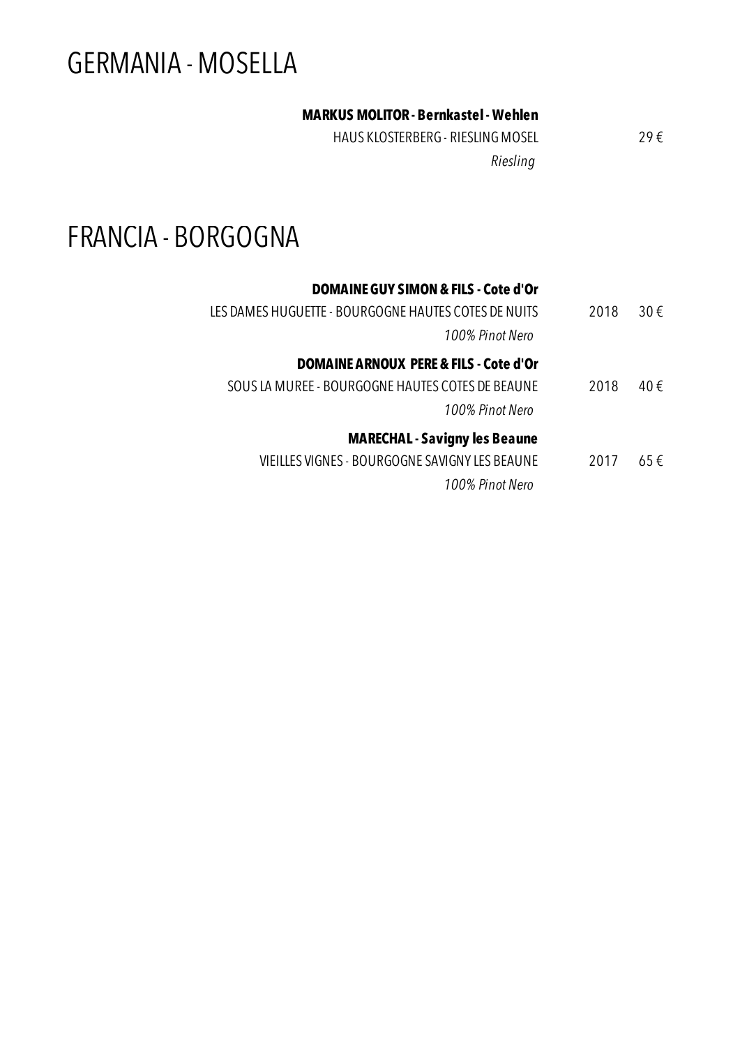# GERMANIA - MOSELLA

**MARKUS MOLITOR - Bernkastel - Wehlen**

HAUS KLOSTERBERG - RIESLING MOSEL 29 €

*Riesling*

# FRANCIA - BORGOGNA

**DOMAINE GUY SIMON & FILS - Cote d'Or**

LES DAMES HUGUETTE - BOURGOGNE HAUTES COTES DE NUITS 2018 30 €

*100% Pinot Nero*

**DOMAINE ARNOUX PERE & FILS - Cote d'Or**

SOUS LA MUREE - BOURGOGNE HAUTES COTES DE BEAUNE 2018 40 €

*100% Pinot Nero*

**MARECHAL - Savigny les Beaune**

VIEILLES VIGNES - BOURGOGNE SAVIGNY LES BEAUNE 2017 65 €

*100% Pinot Nero*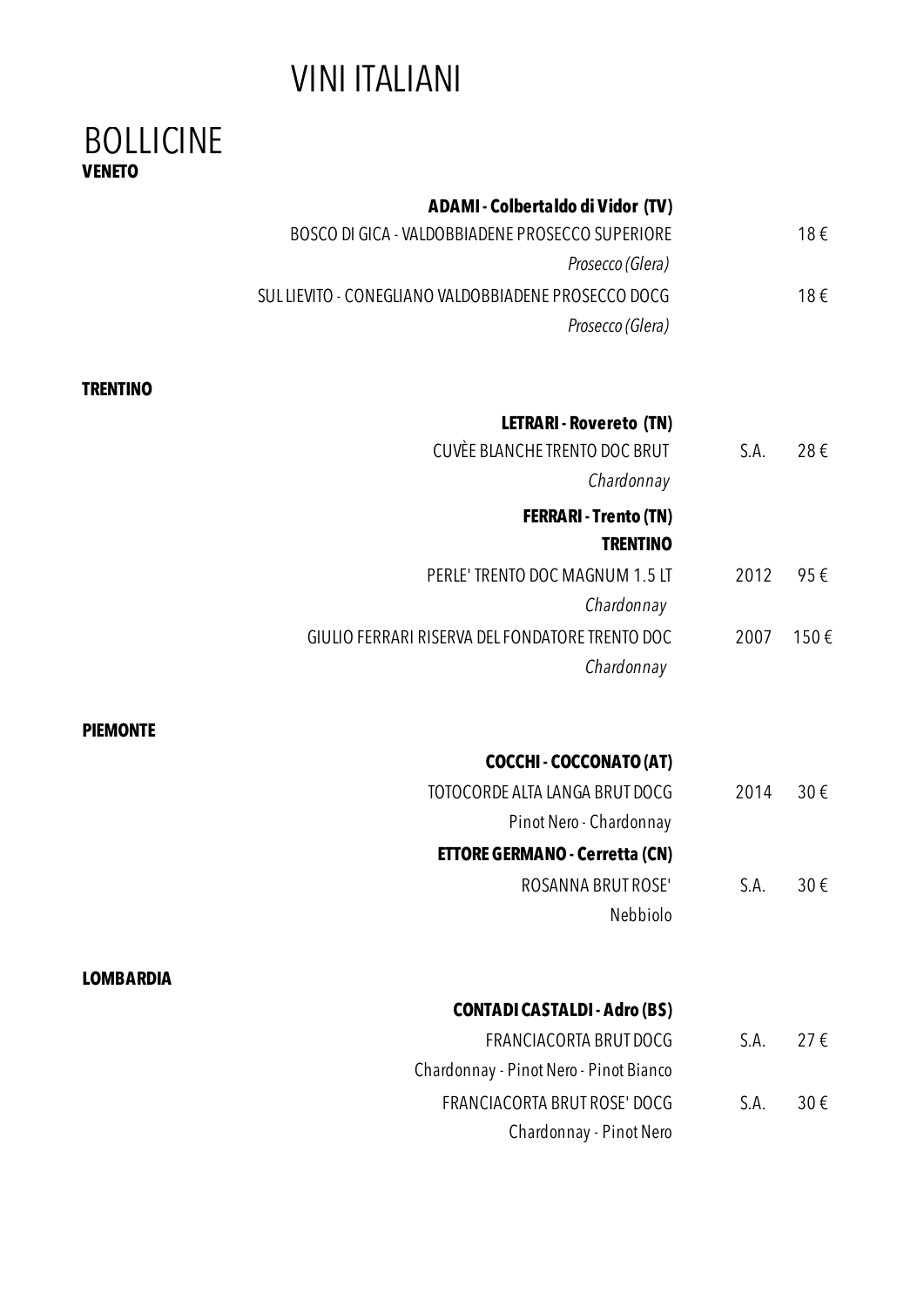# VINI ITALIANI

## BOLLICINE

### VENETO

**ADAMI - Colbertaldo di Vidor (TV)**

BOSCO DI GICA - VALDOBBIADENE PROSECCO SUPERIORE — 18 €
*Prosecco (Glera)*

SUL LIEVITO - CONEGLIANO VALDOBBIADENE PROSECCO DOCG — 18 €
*Prosecco (Glera)*

### TRENTINO

**LETRARI - Rovereto (TN)**

CUVÈE BLANCHE TRENTO DOC BRUT — S.A. — 28 €
*Chardonnay*

**FERRARI - Trento (TN)**
**TRENTINO**

PERLE' TRENTO DOC MAGNUM 1.5 LT — 2012 — 95 €
*Chardonnay*

GIULIO FERRARI RISERVA DEL FONDATORE TRENTO DOC — 2007 — 150 €
*Chardonnay*

### PIEMONTE

**COCCHI - COCCONATO (AT)**

TOTOCORDE ALTA LANGA BRUT DOCG — 2014 — 30 €
Pinot Nero - Chardonnay

**ETTORE GERMANO - Cerretta (CN)**

ROSANNA BRUT ROSE' — S.A. — 30 €
Nebbiolo

### LOMBARDIA

**CONTADI CASTALDI - Adro (BS)**

FRANCIACORTA BRUT DOCG — S.A. — 27 €
Chardonnay - Pinot Nero - Pinot Bianco

FRANCIACORTA BRUT ROSE' DOCG — S.A. — 30 €
Chardonnay - Pinot Nero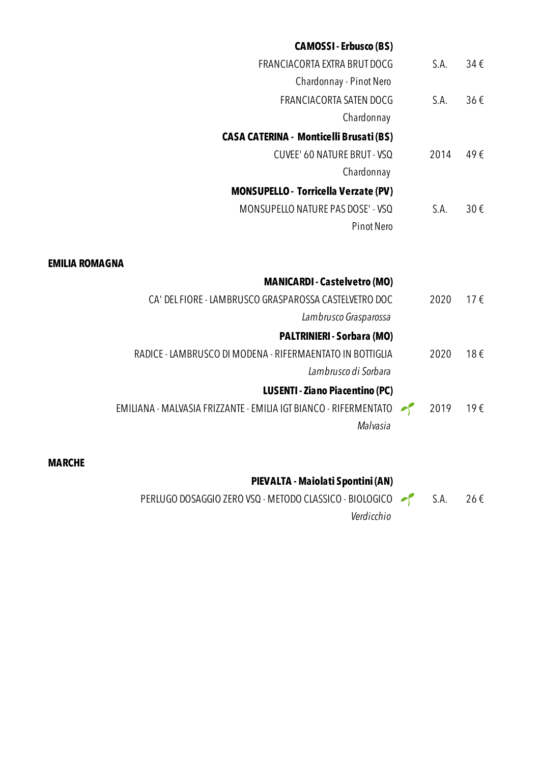**CAMOSSI - Erbusco (BS)**

| | | |
|---|---|---|
| FRANCIACORTA EXTRA BRUT DOCG<br>Chardonnay - Pinot Nero | S.A. | 34 € |
| FRANCIACORTA SATEN DOCG<br>Chardonnay | S.A. | 36 € |

**CASA CATERINA - Monticelli Brusati (BS)**

| | | |
|---|---|---|
| CUVEE' 60 NATURE BRUT - VSQ<br>Chardonnay | 2014 | 49 € |

**MONSUPELLO - Torricella Verzate (PV)**

| | | |
|---|---|---|
| MONSUPELLO NATURE PAS DOSE' - VSQ<br>Pinot Nero | S.A. | 30 € |

## EMILIA ROMAGNA

**MANICARDI - Castelvetro (MO)**

| | | | |
|---|---|---|---|
| CA' DEL FIORE - LAMBRUSCO GRASPAROSSA CASTELVETRO DOC<br>*Lambrusco Grasparossa* | | 2020 | 17 € |

**PALTRINIERI - Sorbara (MO)**

| | | | |
|---|---|---|---|
| RADICE - LAMBRUSCO DI MODENA - RIFERMAENTATO IN BOTTIGLIA<br>*Lambrusco di Sorbara* | | 2020 | 18 € |

**LUSENTI - Ziano Piacentino (PC)**

| | | | |
|---|---|---|---|
| EMILIANA - MALVASIA FRIZZANTE - EMILIA IGT BIANCO - RIFERMENTATO<br>*Malvasia* | 🌱 | 2019 | 19 € |

## MARCHE

**PIEVALTA - Maiolati Spontini (AN)**

| | | | |
|---|---|---|---|
| PERLUGO DOSAGGIO ZERO VSQ - METODO CLASSICO - BIOLOGICO<br>*Verdicchio* | 🌱 | S.A. | 26 € |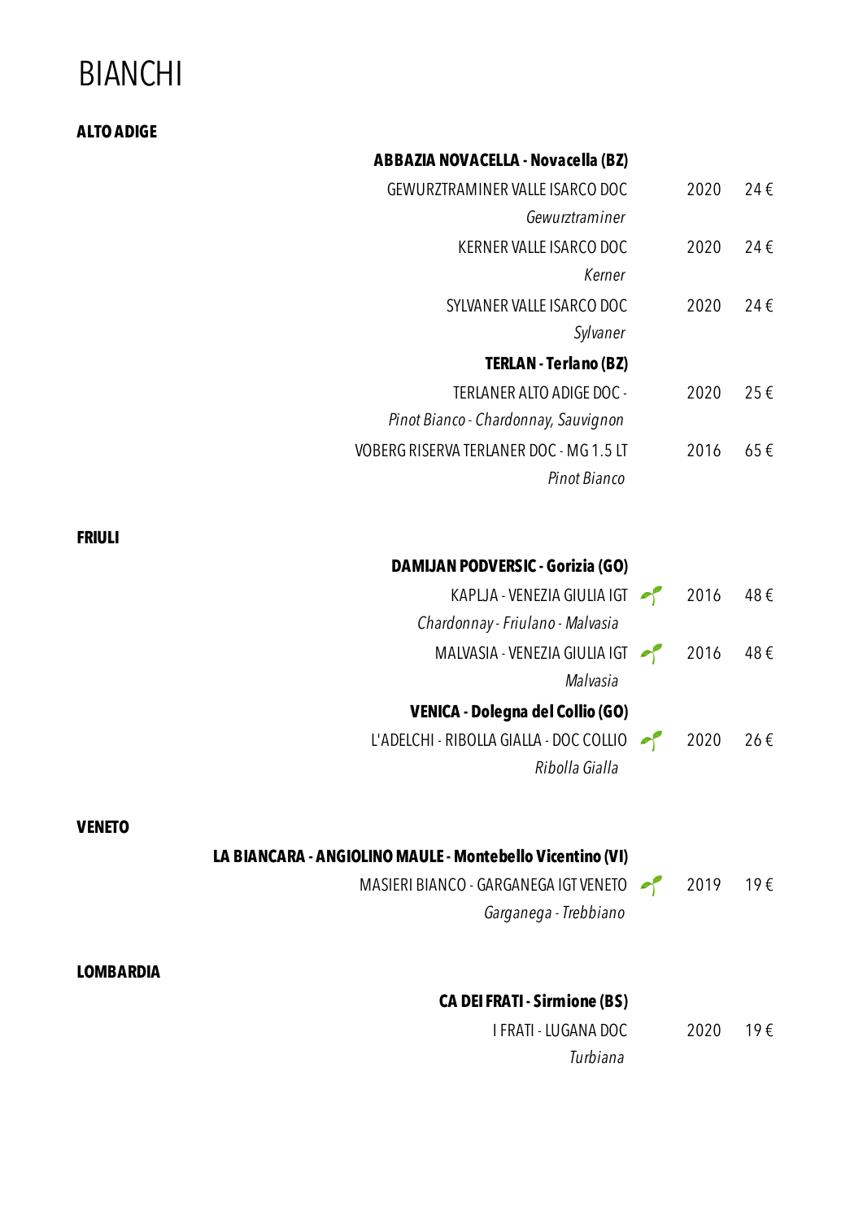# BIANCHI

## ALTO ADIGE

### ABBAZIA NOVACELLA - Novacella (BZ)

GEWURZTRAMINER VALLE ISARCO DOC — 2020 — 24 €
*Gewurztraminer*

KERNER VALLE ISARCO DOC — 2020 — 24 €
*Kerner*

SYLVANER VALLE ISARCO DOC — 2020 — 24 €
*Sylvaner*

### TERLAN - Terlano (BZ)

TERLANER ALTO ADIGE DOC - — 2020 — 25 €
*Pinot Bianco - Chardonnay, Sauvignon*

VOBERG RISERVA TERLANER DOC - MG 1.5 LT — 2016 — 65 €
*Pinot Bianco*

## FRIULI

### DAMIJAN PODVERSIC - Gorizia (GO)

KAPLJA - VENEZIA GIULIA IGT — 2016 — 48 €
*Chardonnay - Friulano - Malvasia*

MALVASIA - VENEZIA GIULIA IGT — 2016 — 48 €
*Malvasia*

### VENICA - Dolegna del Collio (GO)

L'ADELCHI - RIBOLLA GIALLA - DOC COLLIO — 2020 — 26 €
*Ribolla Gialla*

## VENETO

### LA BIANCARA - ANGIOLINO MAULE - Montebello Vicentino (VI)

MASIERI BIANCO - GARGANEGA IGT VENETO — 2019 — 19 €
*Garganega - Trebbiano*

## LOMBARDIA

### CA DEI FRATI - Sirmione (BS)

I FRATI - LUGANA DOC — 2020 — 19 €
*Turbiana*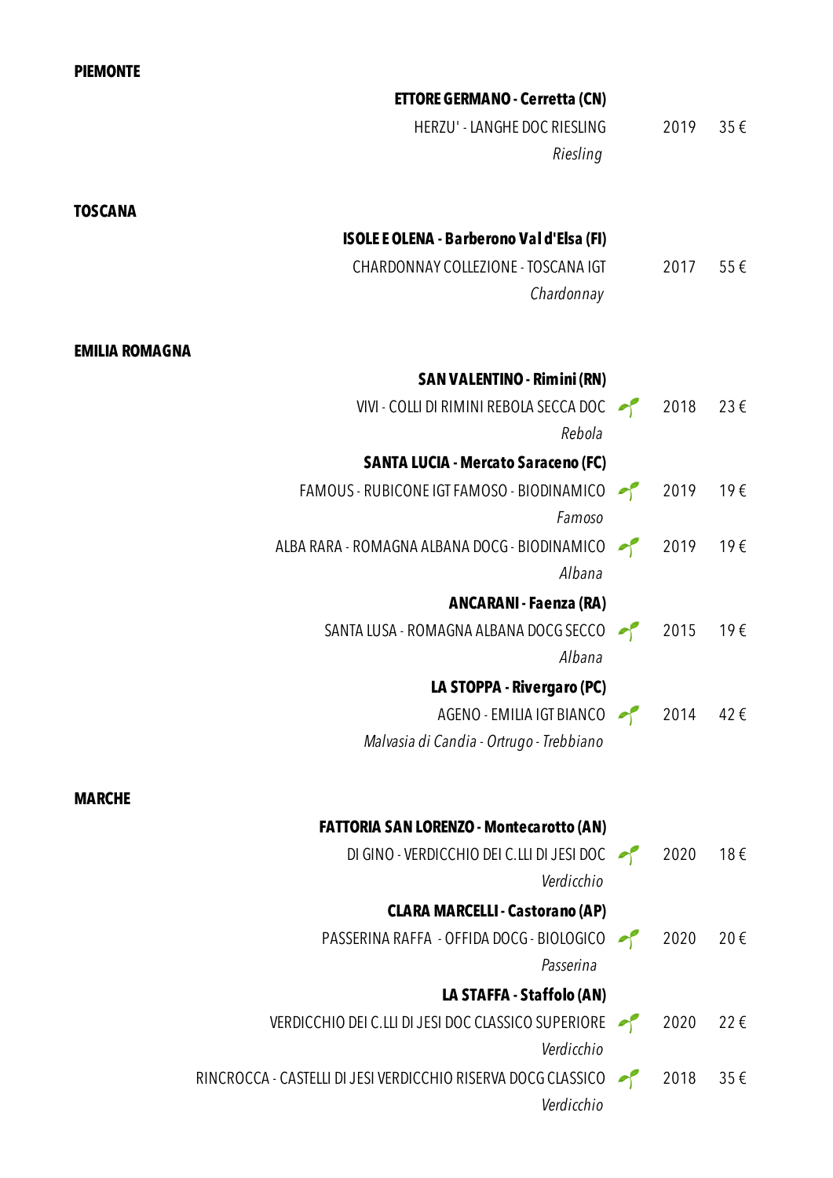## PIEMONTE

**ETTORE GERMANO - Cerretta (CN)**

HERZU' - LANGHE DOC RIESLING — 2019 — 35 €
*Riesling*

## TOSCANA

**ISOLE E OLENA - Barberono Val d'Elsa (FI)**

CHARDONNAY COLLEZIONE - TOSCANA IGT — 2017 — 55 €
*Chardonnay*

## EMILIA ROMAGNA

**SAN VALENTINO - Rimini (RN)**

VIVI - COLLI DI RIMINI REBOLA SECCA DOC 🌱 — 2018 — 23 €
*Rebola*

**SANTA LUCIA - Mercato Saraceno (FC)**

FAMOUS - RUBICONE IGT FAMOSO - BIODINAMICO 🌱 — 2019 — 19 €
*Famoso*

ALBA RARA - ROMAGNA ALBANA DOCG - BIODINAMICO 🌱 — 2019 — 19 €
*Albana*

**ANCARANI - Faenza (RA)**

SANTA LUSA - ROMAGNA ALBANA DOCG SECCO 🌱 — 2015 — 19 €
*Albana*

**LA STOPPA - Rivergaro (PC)**

AGENO - EMILIA IGT BIANCO 🌱 — 2014 — 42 €
*Malvasia di Candia - Ortrugo - Trebbiano*

## MARCHE

**FATTORIA SAN LORENZO - Montecarotto (AN)**

DI GINO - VERDICCHIO DEI C.LLI DI JESI DOC 🌱 — 2020 — 18 €
*Verdicchio*

**CLARA MARCELLI - Castorano (AP)**

PASSERINA RAFFA - OFFIDA DOCG - BIOLOGICO 🌱 — 2020 — 20 €
*Passerina*

**LA STAFFA - Staffolo (AN)**

VERDICCHIO DEI C.LLI DI JESI DOC CLASSICO SUPERIORE 🌱 — 2020 — 22 €
*Verdicchio*

RINCROCCA - CASTELLI DI JESI VERDICCHIO RISERVA DOCG CLASSICO 🌱 — 2018 — 35 €
*Verdicchio*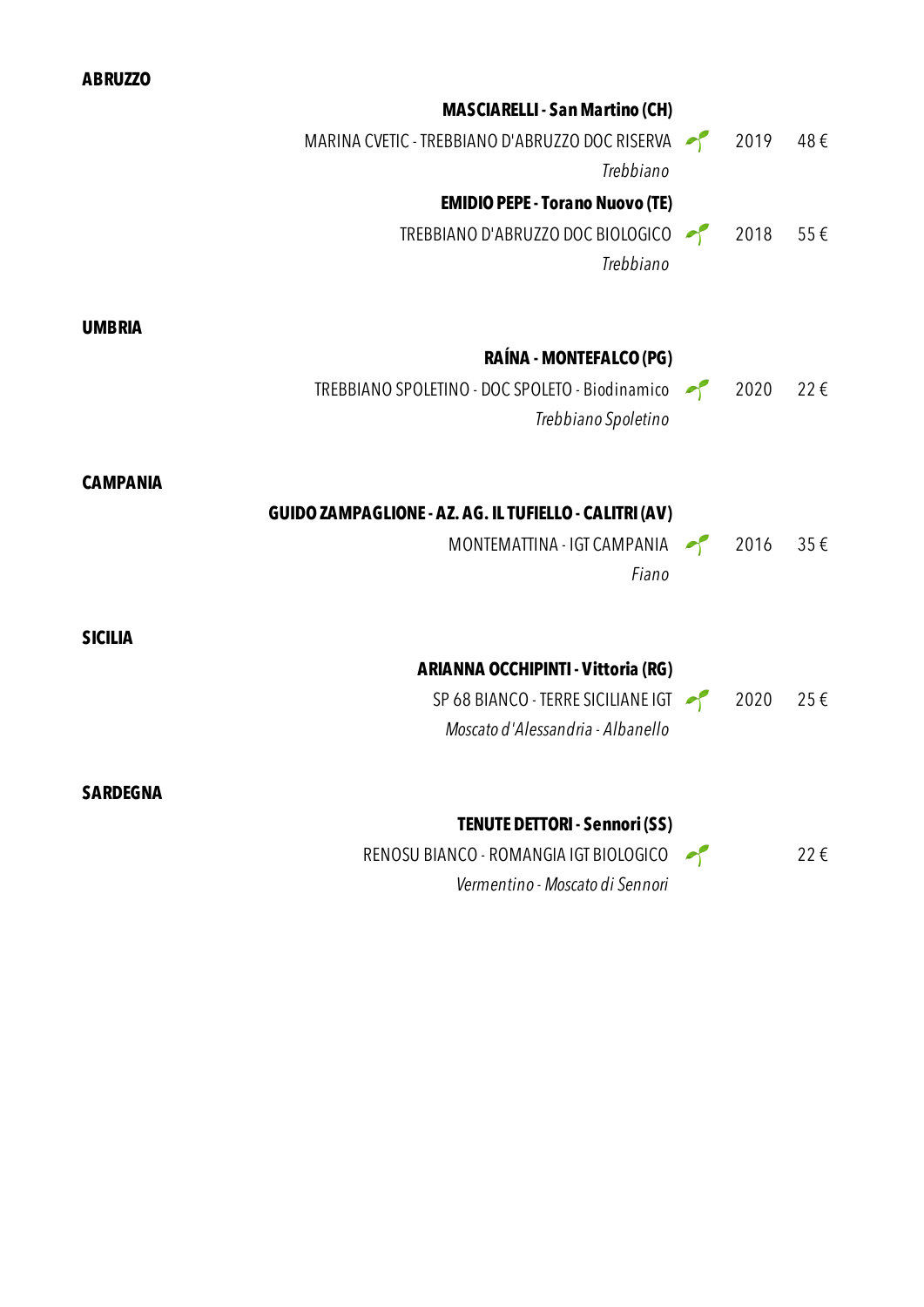## ABRUZZO

**MASCIARELLI - San Martino (CH)**

MARINA CVETIC - TREBBIANO D'ABRUZZO DOC RISERVA 🌱 2019 48 €
*Trebbiano*

**EMIDIO PEPE - Torano Nuovo (TE)**

TREBBIANO D'ABRUZZO DOC BIOLOGICO 🌱 2018 55 €
*Trebbiano*

## UMBRIA

**RAÍNA - MONTEFALCO (PG)**

TREBBIANO SPOLETINO - DOC SPOLETO - Biodinamico 🌱 2020 22 €
*Trebbiano Spoletino*

## CAMPANIA

**GUIDO ZAMPAGLIONE - AZ. AG. IL TUFIELLO - CALITRI (AV)**

MONTEMATTINA - IGT CAMPANIA 🌱 2016 35 €
*Fiano*

## SICILIA

**ARIANNA OCCHIPINTI - Vittoria (RG)**

SP 68 BIANCO - TERRE SICILIANE IGT 🌱 2020 25 €
*Moscato d'Alessandria - Albanello*

## SARDEGNA

**TENUTE DETTORI - Sennori (SS)**

RENOSU BIANCO - ROMANGIA IGT BIOLOGICO 🌱 22 €
*Vermentino - Moscato di Sennori*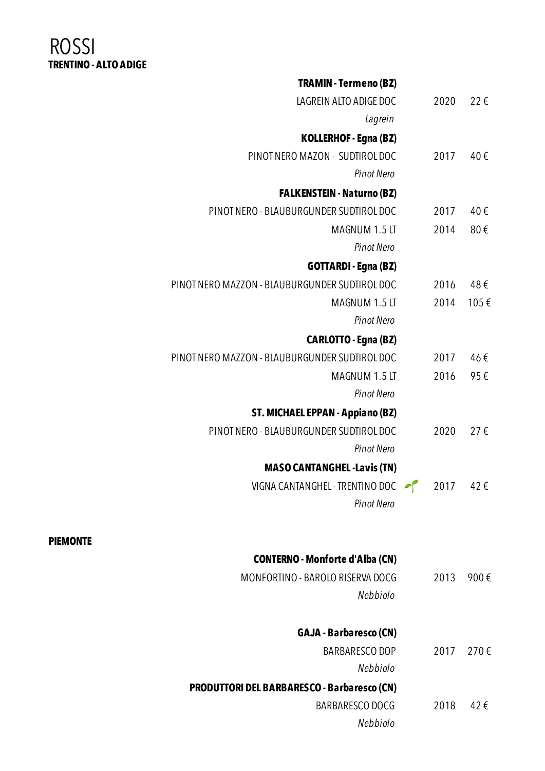# ROSSI

## TRENTINO - ALTO ADIGE

**TRAMIN - Termeno (BZ)**

| | | |
|---|---|---|
| LAGREIN ALTO ADIGE DOC | 2020 | 22 € |
| *Lagrein* | | |

**KOLLERHOF - Egna (BZ)**

| | | |
|---|---|---|
| PINOT NERO MAZON - SUDTIROL DOC | 2017 | 40 € |
| *Pinot Nero* | | |

**FALKENSTEIN - Naturno (BZ)**

| | | |
|---|---|---|
| PINOT NERO - BLAUBURGUNDER SUDTIROL DOC | 2017 | 40 € |
| MAGNUM 1.5 LT | 2014 | 80 € |
| *Pinot Nero* | | |

**GOTTARDI - Egna (BZ)**

| | | |
|---|---|---|
| PINOT NERO MAZZON - BLAUBURGUNDER SUDTIROL DOC | 2016 | 48 € |
| MAGNUM 1.5 LT | 2014 | 105 € |
| *Pinot Nero* | | |

**CARLOTTO - Egna (BZ)**

| | | |
|---|---|---|
| PINOT NERO MAZZON - BLAUBURGUNDER SUDTIROL DOC | 2017 | 46 € |
| MAGNUM 1.5 LT | 2016 | 95 € |
| *Pinot Nero* | | |

**ST. MICHAEL EPPAN - Appiano (BZ)**

| | | |
|---|---|---|
| PINOT NERO - BLAUBURGUNDER SUDTIROL DOC | 2020 | 27 € |
| *Pinot Nero* | | |

**MASO CANTANGHEL -Lavis (TN)**

| | | |
|---|---|---|
| VIGNA CANTANGHEL - TRENTINO DOC | 2017 | 42 € |
| *Pinot Nero* | | |

## PIEMONTE

**CONTERNO - Monforte d'Alba (CN)**

| | | |
|---|---|---|
| MONFORTINO - BAROLO RISERVA DOCG | 2013 | 900 € |
| *Nebbiolo* | | |

**GAJA - Barbaresco (CN)**

| | | |
|---|---|---|
| BARBARESCO DOP | 2017 | 270 € |
| *Nebbiolo* | | |

**PRODUTTORI DEL BARBARESCO - Barbaresco (CN)**

| | | |
|---|---|---|
| BARBARESCO DOCG | 2018 | 42 € |
| *Nebbiolo* | | |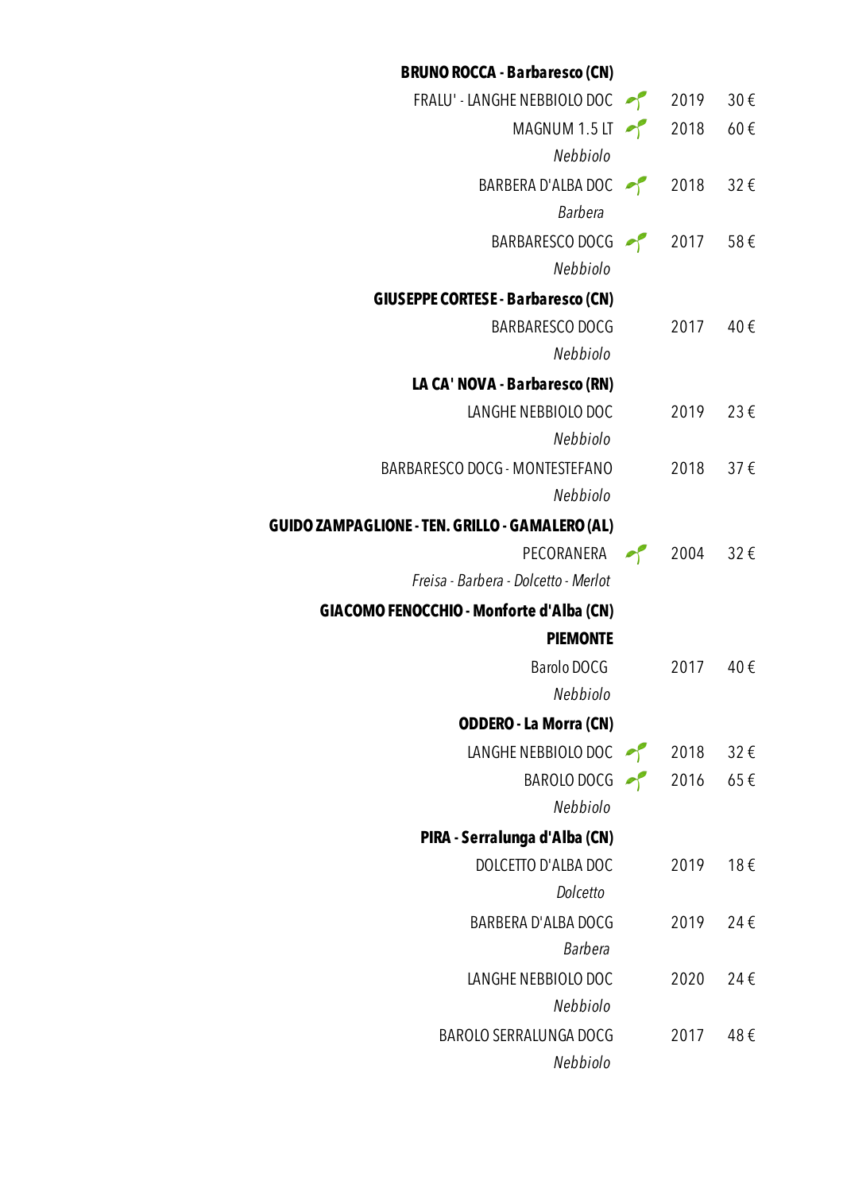**BRUNO ROCCA - Barbaresco (CN)**

| | | | |
|---|---|---|---|
| FRALU' - LANGHE NEBBIOLO DOC | 🌱 | 2019 | 30 € |
| MAGNUM 1.5 LT | 🌱 | 2018 | 60 € |
| *Nebbiolo* | | | |
| BARBERA D'ALBA DOC | 🌱 | 2018 | 32 € |
| *Barbera* | | | |
| BARBARESCO DOCG | 🌱 | 2017 | 58 € |
| *Nebbiolo* | | | |

**GIUSEPPE CORTESE - Barbaresco (CN)**

| | | | |
|---|---|---|---|
| BARBARESCO DOCG | | 2017 | 40 € |
| *Nebbiolo* | | | |

**LA CA' NOVA - Barbaresco (RN)**

| | | | |
|---|---|---|---|
| LANGHE NEBBIOLO DOC | | 2019 | 23 € |
| *Nebbiolo* | | | |
| BARBARESCO DOCG - MONTESTEFANO | | 2018 | 37 € |
| *Nebbiolo* | | | |

**GUIDO ZAMPAGLIONE - TEN. GRILLO - GAMALERO (AL)**

| | | | |
|---|---|---|---|
| PECORANERA | 🌱 | 2004 | 32 € |
| *Freisa - Barbera - Dolcetto - Merlot* | | | |

**GIACOMO FENOCCHIO - Monforte d'Alba (CN)**

**PIEMONTE**

| | | | |
|---|---|---|---|
| Barolo DOCG | | 2017 | 40 € |
| *Nebbiolo* | | | |

**ODDERO - La Morra (CN)**

| | | | |
|---|---|---|---|
| LANGHE NEBBIOLO DOC | 🌱 | 2018 | 32 € |
| BAROLO DOCG | 🌱 | 2016 | 65 € |
| *Nebbiolo* | | | |

**PIRA - Serralunga d'Alba (CN)**

| | | | |
|---|---|---|---|
| DOLCETTO D'ALBA DOC | | 2019 | 18 € |
| *Dolcetto* | | | |
| BARBERA D'ALBA DOCG | | 2019 | 24 € |
| *Barbera* | | | |
| LANGHE NEBBIOLO DOC | | 2020 | 24 € |
| *Nebbiolo* | | | |
| BAROLO SERRALUNGA DOCG | | 2017 | 48 € |
| *Nebbiolo* | | | |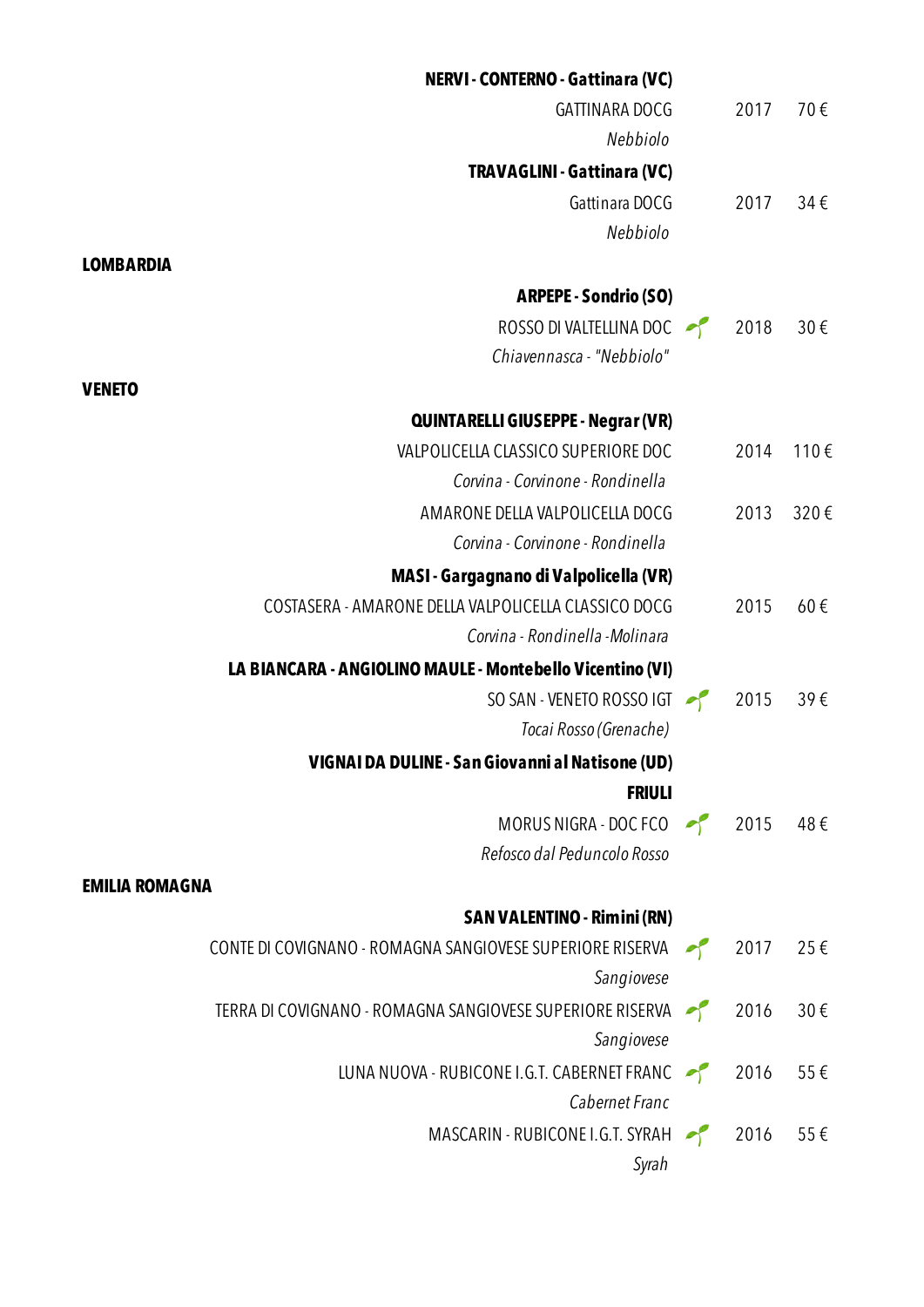**NERVI - CONTERNO - Gattinara (VC)**

GATTINARA DOCG — 2017 — 70 €
*Nebbiolo*

**TRAVAGLINI - Gattinara (VC)**

Gattinara DOCG — 2017 — 34 €
*Nebbiolo*

## LOMBARDIA

**ARPEPE - Sondrio (SO)**

ROSSO DI VALTELLINA DOC 🌱 — 2018 — 30 €
*Chiavennasca - "Nebbiolo"*

## VENETO

**QUINTARELLI GIUSEPPE - Negrar (VR)**

VALPOLICELLA CLASSICO SUPERIORE DOC — 2014 — 110 €
*Corvina - Corvinone - Rondinella*

AMARONE DELLA VALPOLICELLA DOCG — 2013 — 320 €
*Corvina - Corvinone - Rondinella*

**MASI - Gargagnano di Valpolicella (VR)**

COSTASERA - AMARONE DELLA VALPOLICELLA CLASSICO DOCG — 2015 — 60 €
*Corvina - Rondinella -Molinara*

**LA BIANCARA - ANGIOLINO MAULE - Montebello Vicentino (VI)**

SO SAN - VENETO ROSSO IGT 🌱 — 2015 — 39 €
*Tocai Rosso (Grenache)*

**VIGNAI DA DULINE - San Giovanni al Natisone (UD)**

**FRIULI**

MORUS NIGRA - DOC FCO 🌱 — 2015 — 48 €
*Refosco dal Peduncolo Rosso*

## EMILIA ROMAGNA

**SAN VALENTINO - Rimini (RN)**

CONTE DI COVIGNANO - ROMAGNA SANGIOVESE SUPERIORE RISERVA 🌱 — 2017 — 25 €
*Sangiovese*

TERRA DI COVIGNANO - ROMAGNA SANGIOVESE SUPERIORE RISERVA 🌱 — 2016 — 30 €
*Sangiovese*

LUNA NUOVA - RUBICONE I.G.T. CABERNET FRANC 🌱 — 2016 — 55 €
*Cabernet Franc*

MASCARIN - RUBICONE I.G.T. SYRAH 🌱 — 2016 — 55 €
*Syrah*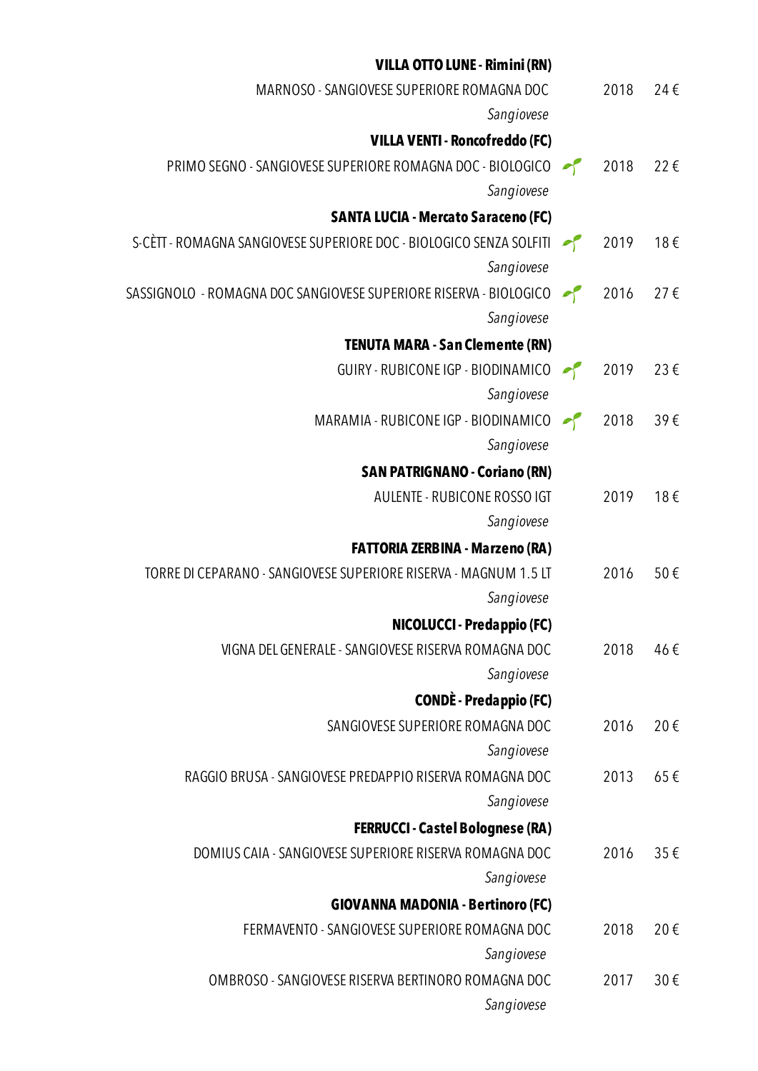**VILLA OTTO LUNE - Rimini (RN)**

MARNOSO - SANGIOVESE SUPERIORE ROMAGNA DOC 2018 24 €
*Sangiovese*

**VILLA VENTI - Roncofreddo (FC)**

PRIMO SEGNO - SANGIOVESE SUPERIORE ROMAGNA DOC - BIOLOGICO 2018 22 €
*Sangiovese*

**SANTA LUCIA - Mercato Saraceno (FC)**

S-CÈTT - ROMAGNA SANGIOVESE SUPERIORE DOC - BIOLOGICO SENZA SOLFITI 2019 18 €
*Sangiovese*

SASSIGNOLO - ROMAGNA DOC SANGIOVESE SUPERIORE RISERVA - BIOLOGICO 2016 27 €
*Sangiovese*

**TENUTA MARA - San Clemente (RN)**

GUIRY - RUBICONE IGP - BIODINAMICO 2019 23 €
*Sangiovese*

MARAMIA - RUBICONE IGP - BIODINAMICO 2018 39 €
*Sangiovese*

**SAN PATRIGNANO - Coriano (RN)**

AULENTE - RUBICONE ROSSO IGT 2019 18 €
*Sangiovese*

**FATTORIA ZERBINA - Marzeno (RA)**

TORRE DI CEPARANO - SANGIOVESE SUPERIORE RISERVA - MAGNUM 1.5 LT 2016 50 €
*Sangiovese*

**NICOLUCCI - Predappio (FC)**

VIGNA DEL GENERALE - SANGIOVESE RISERVA ROMAGNA DOC 2018 46 €
*Sangiovese*

**CONDÈ - Predappio (FC)**

SANGIOVESE SUPERIORE ROMAGNA DOC 2016 20 €
*Sangiovese*

RAGGIO BRUSA - SANGIOVESE PREDAPPIO RISERVA ROMAGNA DOC 2013 65 €
*Sangiovese*

**FERRUCCI - Castel Bolognese (RA)**

DOMIUS CAIA - SANGIOVESE SUPERIORE RISERVA ROMAGNA DOC 2016 35 €
*Sangiovese*

**GIOVANNA MADONIA - Bertinoro (FC)**

FERMAVENTO - SANGIOVESE SUPERIORE ROMAGNA DOC 2018 20 €
*Sangiovese*

OMBROSO - SANGIOVESE RISERVA BERTINORO ROMAGNA DOC 2017 30 €
*Sangiovese*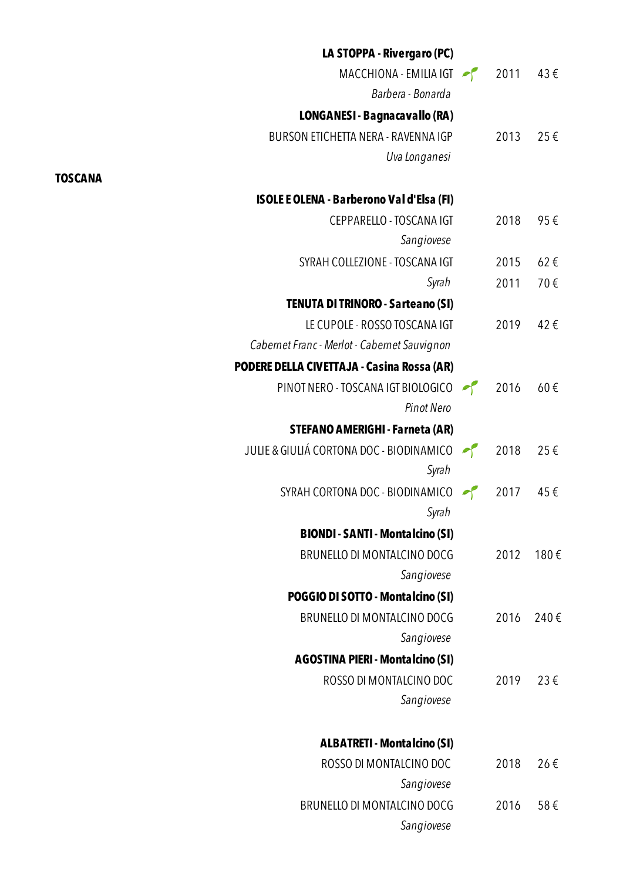**LA STOPPA - Rivergaro (PC)**

| | | | |
|---|---|---|---|
| MACCHIONA - EMILIA IGT<br>*Barbera - Bonarda* | 🌱 | 2011 | 43 € |

**LONGANESI - Bagnacavallo (RA)**

| | | | |
|---|---|---|---|
| BURSON ETICHETTA NERA - RAVENNA IGP<br>*Uva Longanesi* | | 2013 | 25 € |

## TOSCANA

**ISOLE E OLENA - Barberono Val d'Elsa (FI)**

| | | | |
|---|---|---|---|
| CEPPARELLO - TOSCANA IGT<br>*Sangiovese* | | 2018 | 95 € |
| SYRAH COLLEZIONE - TOSCANA IGT | | 2015 | 62 € |
| *Syrah* | | 2011 | 70 € |

**TENUTA DI TRINORO - Sarteano (SI)**

| | | | |
|---|---|---|---|
| LE CUPOLE - ROSSO TOSCANA IGT<br>*Cabernet Franc - Merlot - Cabernet Sauvignon* | | 2019 | 42 € |

**PODERE DELLA CIVETTAJA - Casina Rossa (AR)**

| | | | |
|---|---|---|---|
| PINOT NERO - TOSCANA IGT BIOLOGICO<br>*Pinot Nero* | 🌱 | 2016 | 60 € |

**STEFANO AMERIGHI - Farneta (AR)**

| | | | |
|---|---|---|---|
| JULIE & GIULIÁ CORTONA DOC - BIODINAMICO<br>*Syrah* | 🌱 | 2018 | 25 € |
| SYRAH CORTONA DOC - BIODINAMICO<br>*Syrah* | 🌱 | 2017 | 45 € |

**BIONDI - SANTI - Montalcino (SI)**

| | | | |
|---|---|---|---|
| BRUNELLO DI MONTALCINO DOCG<br>*Sangiovese* | | 2012 | 180 € |

**POGGIO DI SOTTO - Montalcino (SI)**

| | | | |
|---|---|---|---|
| BRUNELLO DI MONTALCINO DOCG<br>*Sangiovese* | | 2016 | 240 € |

**AGOSTINA PIERI - Montalcino (SI)**

| | | | |
|---|---|---|---|
| ROSSO DI MONTALCINO DOC<br>*Sangiovese* | | 2019 | 23 € |

**ALBATRETI - Montalcino (SI)**

| | | | |
|---|---|---|---|
| ROSSO DI MONTALCINO DOC<br>*Sangiovese* | | 2018 | 26 € |
| BRUNELLO DI MONTALCINO DOCG<br>*Sangiovese* | | 2016 | 58 € |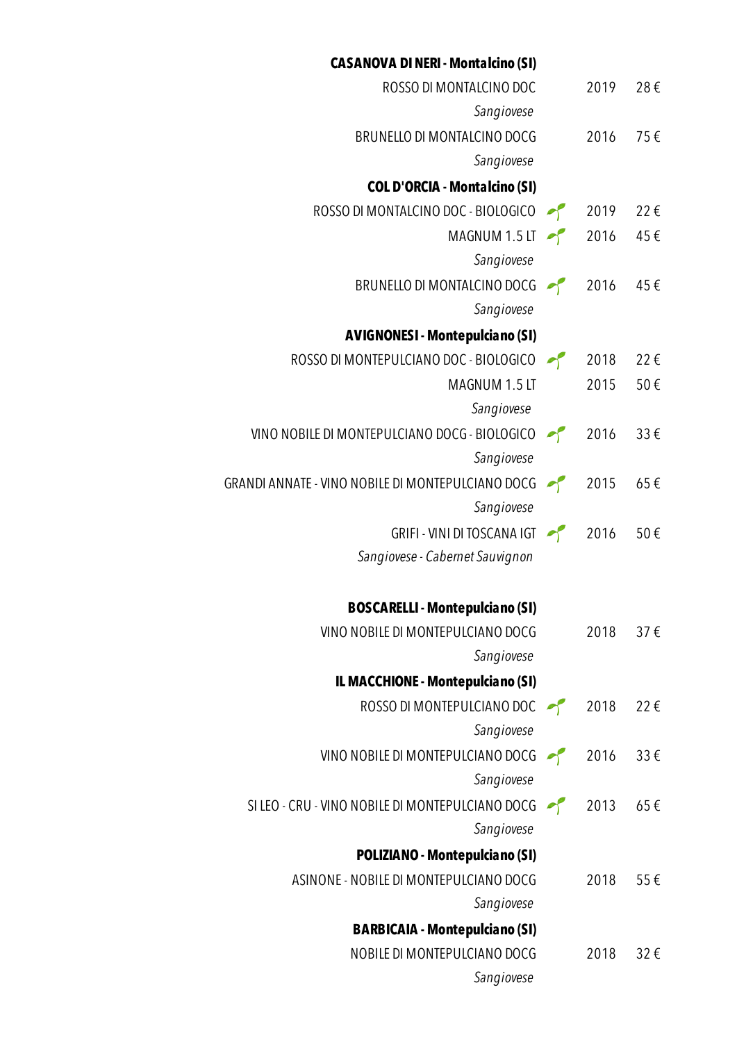**CASANOVA DI NERI - Montalcino (SI)**

| | | | |
|---|---|---|---|
| ROSSO DI MONTALCINO DOC<br>*Sangiovese* | | 2019 | 28 € |
| BRUNELLO DI MONTALCINO DOCG<br>*Sangiovese* | | 2016 | 75 € |

**COL D'ORCIA - Montalcino (SI)**

| | | | |
|---|---|---|---|
| ROSSO DI MONTALCINO DOC - BIOLOGICO | 🌱 | 2019 | 22 € |
| MAGNUM 1.5 LT<br>*Sangiovese* | 🌱 | 2016 | 45 € |
| BRUNELLO DI MONTALCINO DOCG<br>*Sangiovese* | 🌱 | 2016 | 45 € |

**AVIGNONESI - Montepulciano (SI)**

| | | | |
|---|---|---|---|
| ROSSO DI MONTEPULCIANO DOC - BIOLOGICO | 🌱 | 2018 | 22 € |
| MAGNUM 1.5 LT<br>*Sangiovese* | | 2015 | 50 € |
| VINO NOBILE DI MONTEPULCIANO DOCG - BIOLOGICO<br>*Sangiovese* | 🌱 | 2016 | 33 € |
| GRANDI ANNATE - VINO NOBILE DI MONTEPULCIANO DOCG<br>*Sangiovese* | 🌱 | 2015 | 65 € |
| GRIFI - VINI DI TOSCANA IGT<br>*Sangiovese - Cabernet Sauvignon* | 🌱 | 2016 | 50 € |

**BOSCARELLI - Montepulciano (SI)**

| | | | |
|---|---|---|---|
| VINO NOBILE DI MONTEPULCIANO DOCG<br>*Sangiovese* | | 2018 | 37 € |

**IL MACCHIONE - Montepulciano (SI)**

| | | | |
|---|---|---|---|
| ROSSO DI MONTEPULCIANO DOC<br>*Sangiovese* | 🌱 | 2018 | 22 € |
| VINO NOBILE DI MONTEPULCIANO DOCG<br>*Sangiovese* | 🌱 | 2016 | 33 € |
| SI LEO - CRU - VINO NOBILE DI MONTEPULCIANO DOCG<br>*Sangiovese* | 🌱 | 2013 | 65 € |

**POLIZIANO - Montepulciano (SI)**

| | | | |
|---|---|---|---|
| ASINONE - NOBILE DI MONTEPULCIANO DOCG<br>*Sangiovese* | | 2018 | 55 € |

**BARBICAIA - Montepulciano (SI)**

| | | | |
|---|---|---|---|
| NOBILE DI MONTEPULCIANO DOCG<br>*Sangiovese* | | 2018 | 32 € |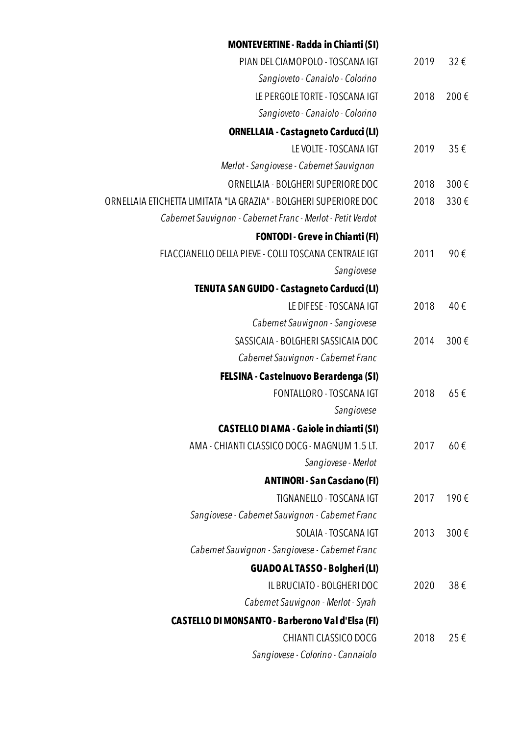**MONTEVERTINE - Radda in Chianti (SI)**

PIAN DEL CIAMOPOLO - TOSCANA IGT 2019 32 €
*Sangioveto - Canaiolo - Colorino*

LE PERGOLE TORTE - TOSCANA IGT 2018 200 €
*Sangioveto - Canaiolo - Colorino*

**ORNELLAIA - Castagneto Carducci (LI)**

LE VOLTE - TOSCANA IGT 2019 35 €
*Merlot - Sangiovese - Cabernet Sauvignon*

ORNELLAIA - BOLGHERI SUPERIORE DOC 2018 300 €

ORNELLAIA ETICHETTA LIMITATA "LA GRAZIA" - BOLGHERI SUPERIORE DOC 2018 330 €
*Cabernet Sauvignon - Cabernet Franc - Merlot - Petit Verdot*

**FONTODI - Greve in Chianti (FI)**

FLACCIANELLO DELLA PIEVE - COLLI TOSCANA CENTRALE IGT 2011 90 €
*Sangiovese*

**TENUTA SAN GUIDO - Castagneto Carducci (LI)**

LE DIFESE - TOSCANA IGT 2018 40 €
*Cabernet Sauvignon - Sangiovese*

SASSICAIA - BOLGHERI SASSICAIA DOC 2014 300 €
*Cabernet Sauvignon - Cabernet Franc*

**FELSINA - Castelnuovo Berardenga (SI)**

FONTALLORO - TOSCANA IGT 2018 65 €
*Sangiovese*

**CASTELLO DI AMA - Gaiole in chianti (SI)**

AMA - CHIANTI CLASSICO DOCG - MAGNUM 1.5 LT. 2017 60 €
*Sangiovese - Merlot*

**ANTINORI - San Casciano (FI)**

TIGNANELLO - TOSCANA IGT 2017 190 €
*Sangiovese - Cabernet Sauvignon - Cabernet Franc*

SOLAIA - TOSCANA IGT 2013 300 €
*Cabernet Sauvignon - Sangiovese - Cabernet Franc*

**GUADO AL TASSO - Bolgheri (LI)**

IL BRUCIATO - BOLGHERI DOC 2020 38 €
*Cabernet Sauvignon - Merlot - Syrah*

**CASTELLO DI MONSANTO - Barberono Val d'Elsa (FI)**

CHIANTI CLASSICO DOCG 2018 25 €
*Sangiovese - Colorino - Cannaiolo*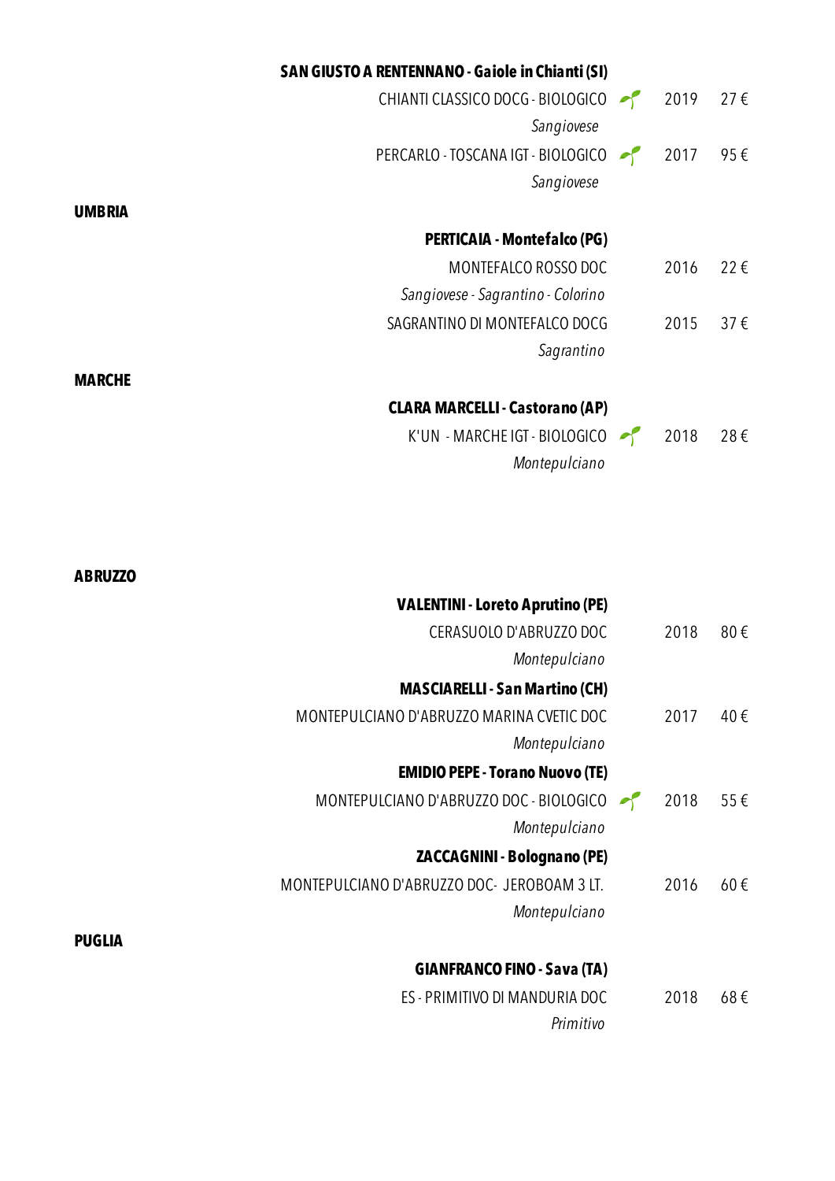**SAN GIUSTO A RENTENNANO - Gaiole in Chianti (SI)**

| | | |
|---|---|---|
| CHIANTI CLASSICO DOCG - BIOLOGICO<br>*Sangiovese* | 2019 | 27 € |
| PERCARLO - TOSCANA IGT - BIOLOGICO<br>*Sangiovese* | 2017 | 95 € |

## UMBRIA

**PERTICAIA - Montefalco (PG)**

| | | |
|---|---|---|
| MONTEFALCO ROSSO DOC<br>*Sangiovese - Sagrantino - Colorino* | 2016 | 22 € |
| SAGRANTINO DI MONTEFALCO DOCG<br>*Sagrantino* | 2015 | 37 € |

## MARCHE

**CLARA MARCELLI - Castorano (AP)**

| | | |
|---|---|---|
| K'UN - MARCHE IGT - BIOLOGICO<br>*Montepulciano* | 2018 | 28 € |

## ABRUZZO

**VALENTINI - Loreto Aprutino (PE)**

| | | |
|---|---|---|
| CERASUOLO D'ABRUZZO DOC<br>*Montepulciano* | 2018 | 80 € |

**MASCIARELLI - San Martino (CH)**

| | | |
|---|---|---|
| MONTEPULCIANO D'ABRUZZO MARINA CVETIC DOC<br>*Montepulciano* | 2017 | 40 € |

**EMIDIO PEPE - Torano Nuovo (TE)**

| | | |
|---|---|---|
| MONTEPULCIANO D'ABRUZZO DOC - BIOLOGICO<br>*Montepulciano* | 2018 | 55 € |

**ZACCAGNINI - Bolognano (PE)**

| | | |
|---|---|---|
| MONTEPULCIANO D'ABRUZZO DOC- JEROBOAM 3 LT.<br>*Montepulciano* | 2016 | 60 € |

## PUGLIA

**GIANFRANCO FINO - Sava (TA)**

| | | |
|---|---|---|
| ES - PRIMITIVO DI MANDURIA DOC<br>*Primitivo* | 2018 | 68 € |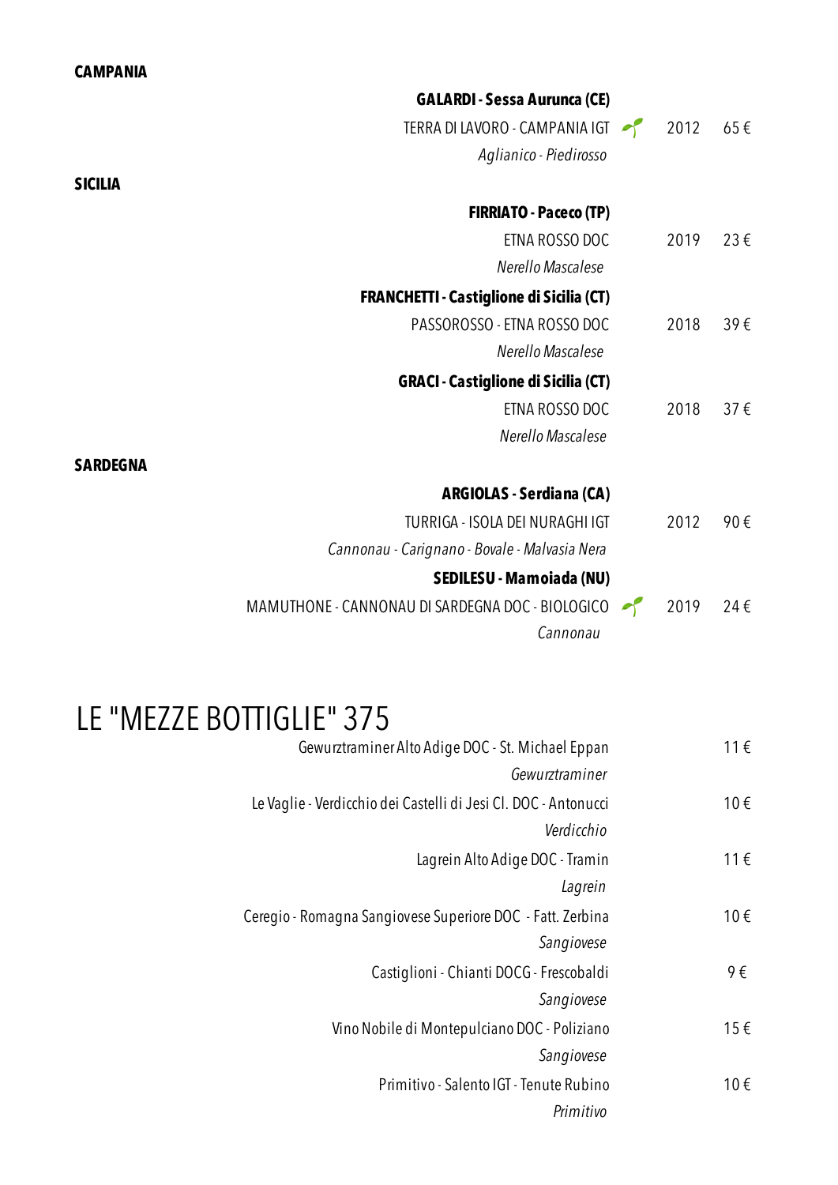**CAMPANIA**

**GALARDI - Sessa Aurunca (CE)**

TERRA DI LAVORO - CAMPANIA IGT 🌱 2012 65 €

*Aglianico - Piedirosso*

**SICILIA**

**FIRRIATO - Paceco (TP)**

ETNA ROSSO DOC 2019 23 €

*Nerello Mascalese*

**FRANCHETTI - Castiglione di Sicilia (CT)**

PASSOROSSO - ETNA ROSSO DOC 2018 39 €

*Nerello Mascalese*

**GRACI - Castiglione di Sicilia (CT)**

ETNA ROSSO DOC 2018 37 €

*Nerello Mascalese*

**SARDEGNA**

**ARGIOLAS - Serdiana (CA)**

TURRIGA - ISOLA DEI NURAGHI IGT 2012 90 €

*Cannonau - Carignano - Bovale - Malvasia Nera*

**SEDILESU - Mamoiada (NU)**

MAMUTHONE - CANNONAU DI SARDEGNA DOC - BIOLOGICO 🌱 2019 24 €

*Cannonau*

# LE "MEZZE BOTTIGLIE" 375

Gewurztraminer Alto Adige DOC - St. Michael Eppan 11 €

*Gewurztraminer*

Le Vaglie - Verdicchio dei Castelli di Jesi Cl. DOC - Antonucci 10 €

*Verdicchio*

Lagrein Alto Adige DOC - Tramin 11 €

*Lagrein*

Ceregio - Romagna Sangiovese Superiore DOC - Fatt. Zerbina 10 €

*Sangiovese*

Castiglioni - Chianti DOCG - Frescobaldi 9 €

*Sangiovese*

Vino Nobile di Montepulciano DOC - Poliziano 15 €

*Sangiovese*

Primitivo - Salento IGT - Tenute Rubino 10 €

*Primitivo*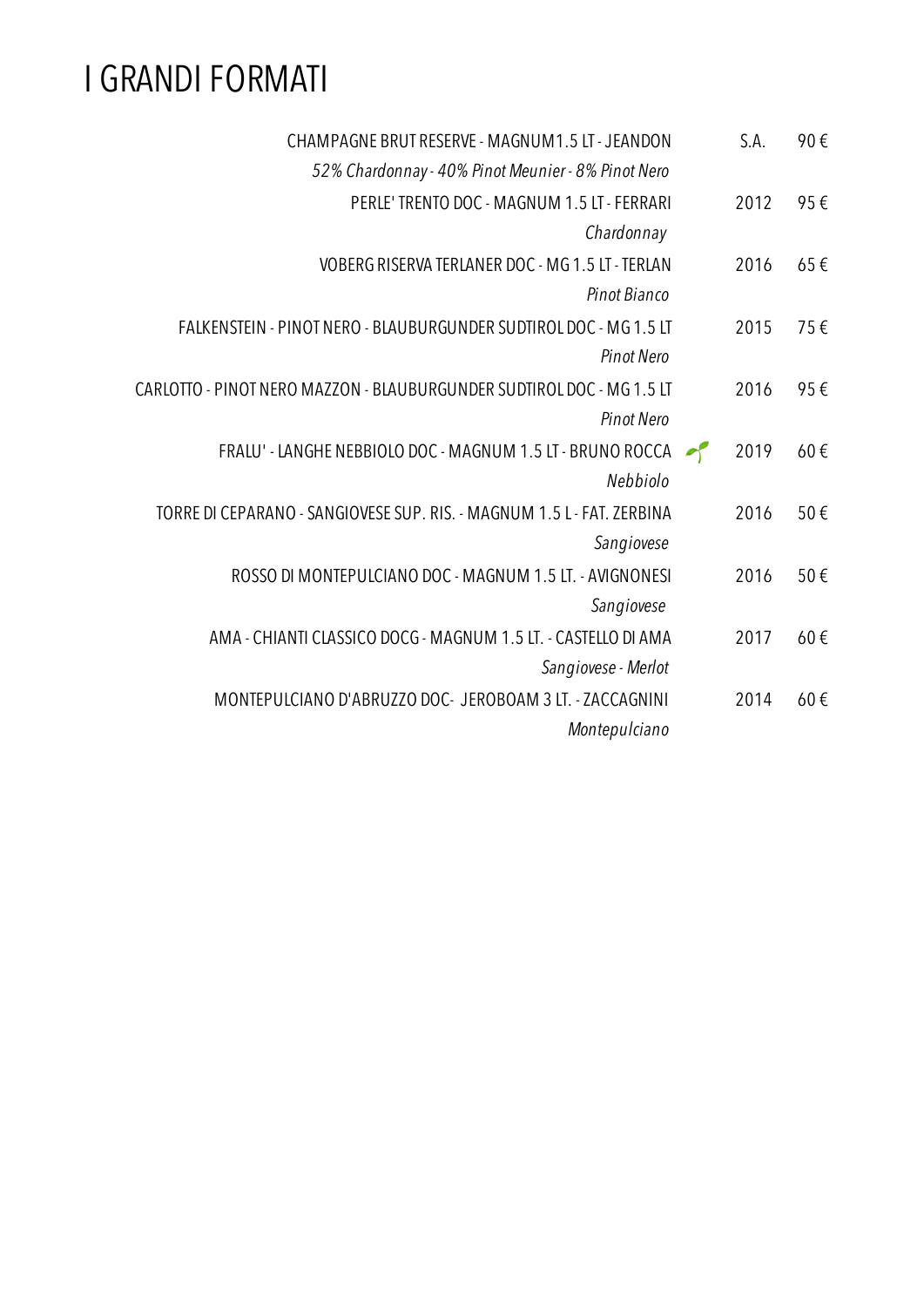# I GRANDI FORMATI

| | | | |
|---|---|---|---|
| CHAMPAGNE BRUT RESERVE - MAGNUM1.5 LT - JEANDON<br>*52% Chardonnay - 40% Pinot Meunier - 8% Pinot Nero* | | S.A. | 90 € |
| PERLE' TRENTO DOC - MAGNUM 1.5 LT - FERRARI<br>*Chardonnay* | | 2012 | 95 € |
| VOBERG RISERVA TERLANER DOC - MG 1.5 LT - TERLAN<br>*Pinot Bianco* | | 2016 | 65 € |
| FALKENSTEIN - PINOT NERO - BLAUBURGUNDER SUDTIROL DOC - MG 1.5 LT<br>*Pinot Nero* | | 2015 | 75 € |
| CARLOTTO - PINOT NERO MAZZON - BLAUBURGUNDER SUDTIROL DOC - MG 1.5 LT<br>*Pinot Nero* | | 2016 | 95 € |
| FRALU' - LANGHE NEBBIOLO DOC - MAGNUM 1.5 LT - BRUNO ROCCA<br>*Nebbiolo* | 🌱 | 2019 | 60 € |
| TORRE DI CEPARANO - SANGIOVESE SUP. RIS. - MAGNUM 1.5 L - FAT. ZERBINA<br>*Sangiovese* | | 2016 | 50 € |
| ROSSO DI MONTEPULCIANO DOC - MAGNUM 1.5 LT. - AVIGNONESI<br>*Sangiovese* | | 2016 | 50 € |
| AMA - CHIANTI CLASSICO DOCG - MAGNUM 1.5 LT. - CASTELLO DI AMA<br>*Sangiovese - Merlot* | | 2017 | 60 € |
| MONTEPULCIANO D'ABRUZZO DOC- JEROBOAM 3 LT. - ZACCAGNINI<br>*Montepulciano* | | 2014 | 60 € |